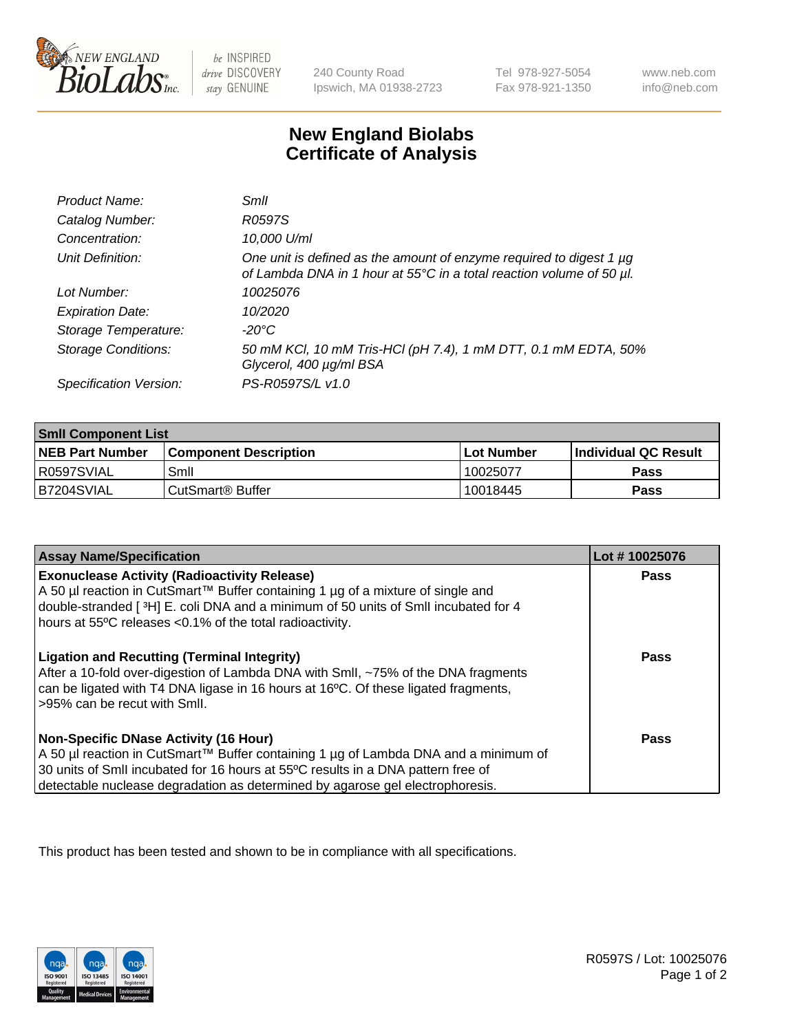240 County Road
Ipswich, MA 01938-2723

Tel 978-927-5054
Fax 978-921-1350

www.neb.com
info@neb.com

# New England Biolabs Certificate of Analysis

| | |
|---|---|
| *Product Name:* | *SmlI* |
| *Catalog Number:* | *R0597S* |
| *Concentration:* | *10,000 U/ml* |
| *Unit Definition:* | *One unit is defined as the amount of enzyme required to digest 1 µg of Lambda DNA in 1 hour at 55°C in a total reaction volume of 50 µl.* |
| *Lot Number:* | *10025076* |
| *Expiration Date:* | *10/2020* |
| *Storage Temperature:* | *-20°C* |
| *Storage Conditions:* | *50 mM KCl, 10 mM Tris-HCl (pH 7.4), 1 mM DTT, 0.1 mM EDTA, 50% Glycerol, 400 µg/ml BSA* |
| *Specification Version:* | *PS-R0597S/L v1.0* |

| **SmlI Component List** | | | |
|---|---|---|---|
| **NEB Part Number** | **Component Description** | **Lot Number** | **Individual QC Result** |
| R0597SVIAL | SmlI | 10025077 | **Pass** |
| B7204SVIAL | CutSmart® Buffer | 10018445 | **Pass** |

| **Assay Name/Specification** | **Lot # 10025076** |
|---|---|
| **Exonuclease Activity (Radioactivity Release)**<br>A 50 µl reaction in CutSmart™ Buffer containing 1 µg of a mixture of single and double-stranded [ $^3$H] E. coli DNA and a minimum of 50 units of SmlI incubated for 4 hours at 55ºC releases <0.1% of the total radioactivity. | **Pass** |
| **Ligation and Recutting (Terminal Integrity)**<br>After a 10-fold over-digestion of Lambda DNA with SmlI, ~75% of the DNA fragments can be ligated with T4 DNA ligase in 16 hours at 16ºC. Of these ligated fragments, >95% can be recut with SmlI. | **Pass** |
| **Non-Specific DNase Activity (16 Hour)**<br>A 50 µl reaction in CutSmart™ Buffer containing 1 µg of Lambda DNA and a minimum of 30 units of SmlI incubated for 16 hours at 55ºC results in a DNA pattern free of detectable nuclease degradation as determined by agarose gel electrophoresis. | **Pass** |

This product has been tested and shown to be in compliance with all specifications.

R0597S / Lot: 10025076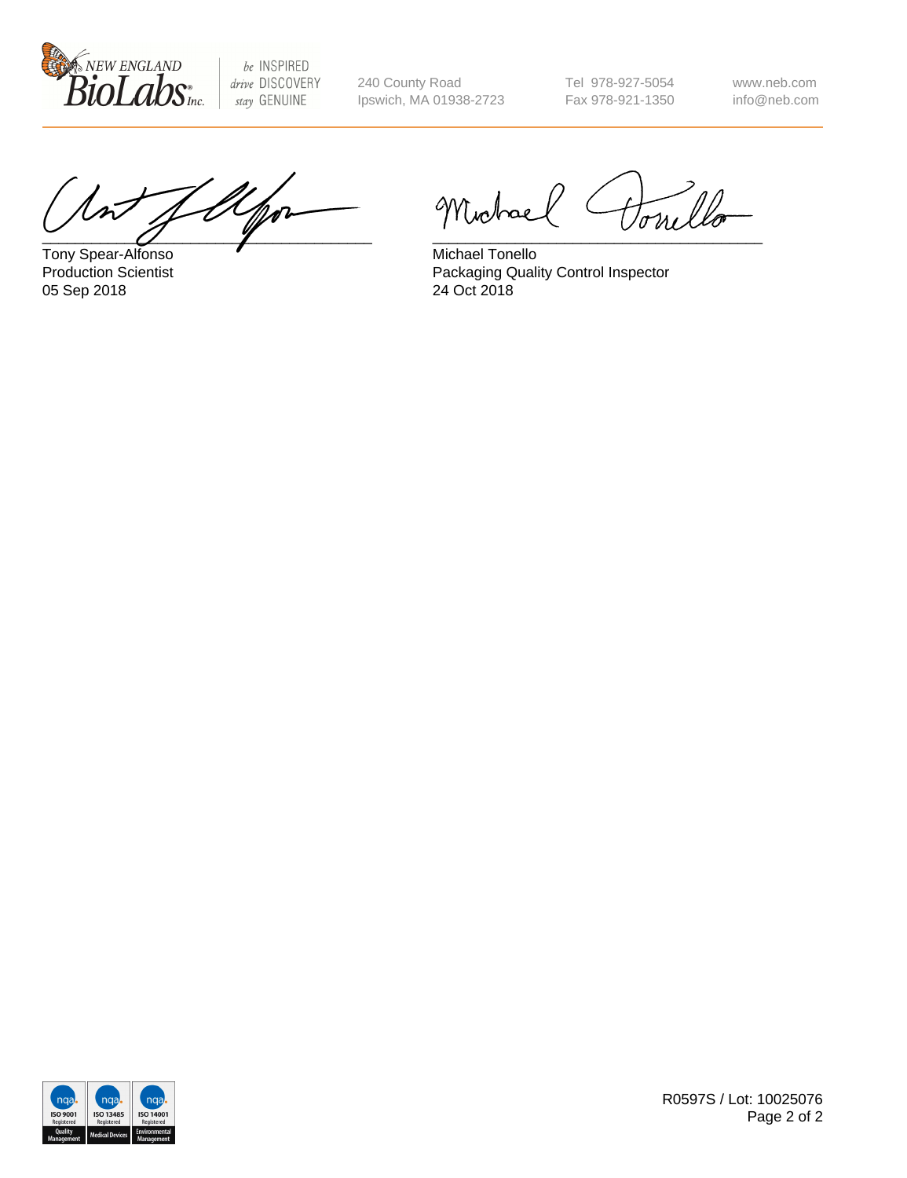NEW ENGLAND BioLabs Inc.

be INSPIRED
drive DISCOVERY
stay GENUINE

240 County Road
Ipswich, MA 01938-2723

Tel 978-927-5054
Fax 978-921-1350

www.neb.com
info@neb.com

Tony Spear-Alfonso
Production Scientist
05 Sep 2018

Michael Tonello
Packaging Quality Control Inspector
24 Oct 2018

ISO 9001 Registered Quality Management | ISO 13485 Registered Medical Devices | ISO 14001 Registered Environmental Management

R0597S / Lot: 10025076